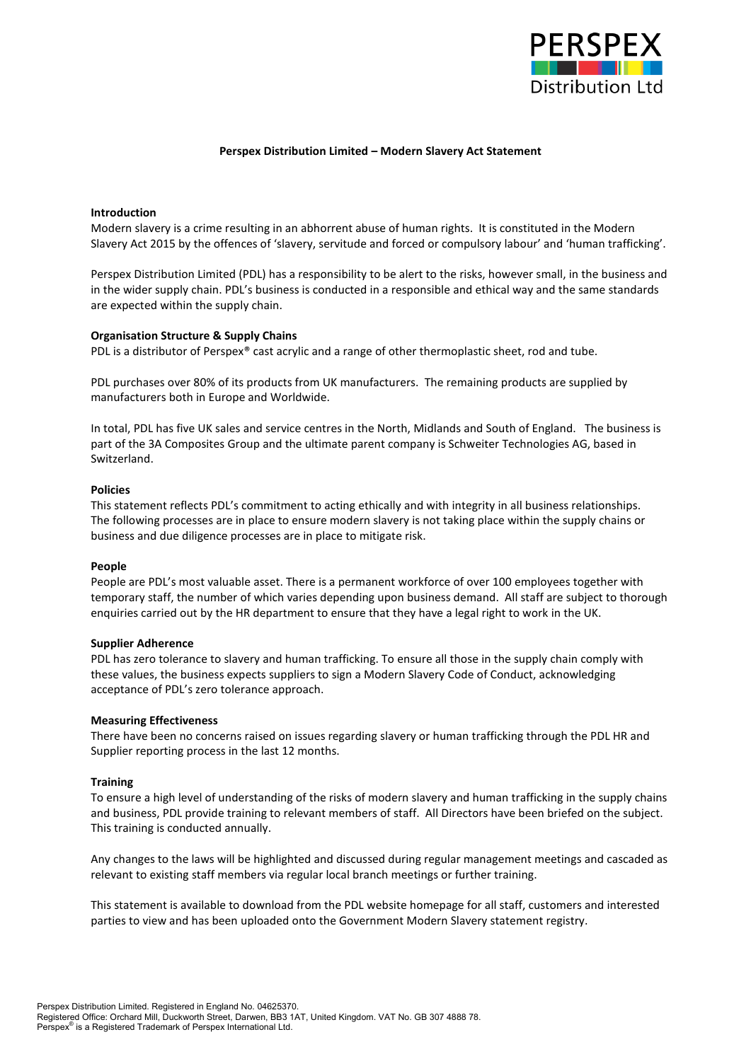**PERSPEX Distribution Ltd**

# Perspex Distribution Limited – Modern Slavery Act Statement

## Introduction

Modern slavery is a crime resulting in an abhorrent abuse of human rights. It is constituted in the Modern Slavery Act 2015 by the offences of 'slavery, servitude and forced or compulsory labour' and 'human trafficking'.

Perspex Distribution Limited (PDL) has a responsibility to be alert to the risks, however small, in the business and in the wider supply chain. PDL's business is conducted in a responsible and ethical way and the same standards are expected within the supply chain.

## Organisation Structure & Supply Chains

PDL is a distributor of Perspex® cast acrylic and a range of other thermoplastic sheet, rod and tube.

PDL purchases over 80% of its products from UK manufacturers. The remaining products are supplied by manufacturers both in Europe and Worldwide.

In total, PDL has five UK sales and service centres in the North, Midlands and South of England. The business is part of the 3A Composites Group and the ultimate parent company is Schweiter Technologies AG, based in Switzerland.

## Policies

This statement reflects PDL's commitment to acting ethically and with integrity in all business relationships. The following processes are in place to ensure modern slavery is not taking place within the supply chains or business and due diligence processes are in place to mitigate risk.

## People

People are PDL's most valuable asset. There is a permanent workforce of over 100 employees together with temporary staff, the number of which varies depending upon business demand. All staff are subject to thorough enquiries carried out by the HR department to ensure that they have a legal right to work in the UK.

## Supplier Adherence

PDL has zero tolerance to slavery and human trafficking. To ensure all those in the supply chain comply with these values, the business expects suppliers to sign a Modern Slavery Code of Conduct, acknowledging acceptance of PDL's zero tolerance approach.

## Measuring Effectiveness

There have been no concerns raised on issues regarding slavery or human trafficking through the PDL HR and Supplier reporting process in the last 12 months.

## Training

To ensure a high level of understanding of the risks of modern slavery and human trafficking in the supply chains and business, PDL provide training to relevant members of staff. All Directors have been briefed on the subject. This training is conducted annually.

Any changes to the laws will be highlighted and discussed during regular management meetings and cascaded as relevant to existing staff members via regular local branch meetings or further training.

This statement is available to download from the PDL website homepage for all staff, customers and interested parties to view and has been uploaded onto the Government Modern Slavery statement registry.

Perspex Distribution Limited. Registered in England No. 04625370.
Registered Office: Orchard Mill, Duckworth Street, Darwen, BB3 1AT, United Kingdom. VAT No. GB 307 4888 78.
Perspex® is a Registered Trademark of Perspex International Ltd.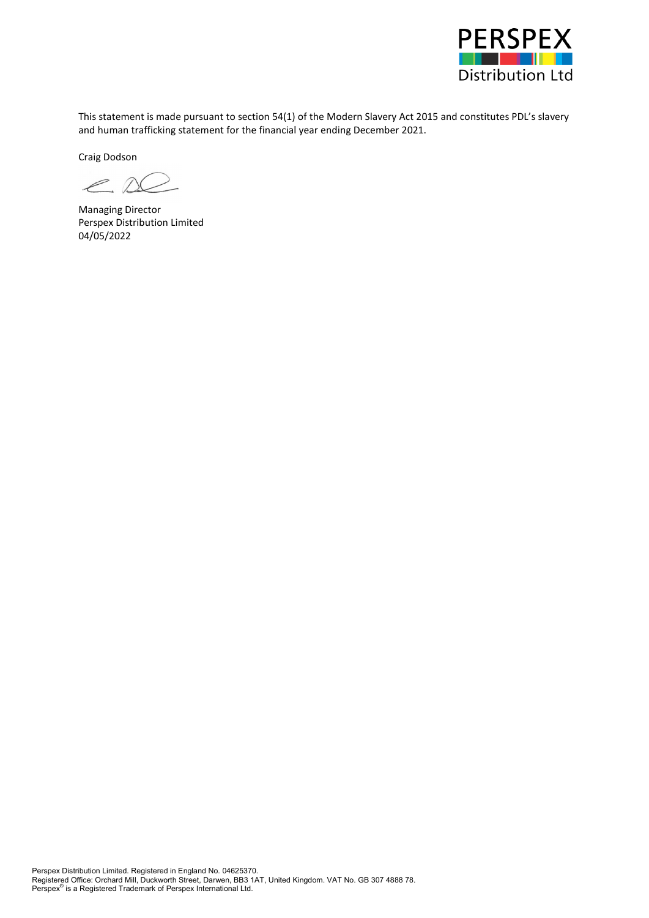This statement is made pursuant to section 54(1) of the Modern Slavery Act 2015 and constitutes PDL's slavery and human trafficking statement for the financial year ending December 2021.

Craig Dodson

Managing Director
Perspex Distribution Limited
04/05/2022